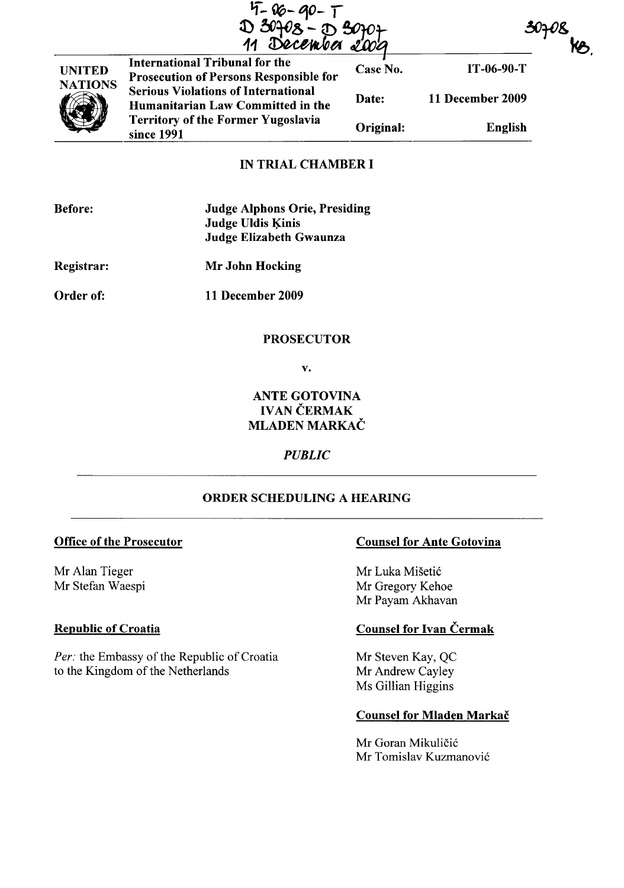IT-06-90-T
D 30708 - D 30707
11 December 2009

30708
KB.

| UNITED NATIONS | International Tribunal for the Prosecution of Persons Responsible for Serious Violations of International Humanitarian Law Committed in the Territory of the Former Yugoslavia since 1991 | Case No. | IT-06-90-T |
|---|---|---|---|
| | | Date: | 11 December 2009 |
| | | Original: | English |

## IN TRIAL CHAMBER I

**Before:** **Judge Alphons Orie, Presiding**
**Judge Uldis Ķinis**
**Judge Elizabeth Gwaunza**

**Registrar:** **Mr John Hocking**

**Order of:** **11 December 2009**

**PROSECUTOR**

**v.**

**ANTE GOTOVINA**
**IVAN ČERMAK**
**MLADEN MARKAČ**

***PUBLIC***

**ORDER SCHEDULING A HEARING**

**Office of the Prosecutor**

Mr Alan Tieger
Mr Stefan Waespi

**Republic of Croatia**

*Per:* the Embassy of the Republic of Croatia to the Kingdom of the Netherlands

**Counsel for Ante Gotovina**

Mr Luka Mišetić
Mr Gregory Kehoe
Mr Payam Akhavan

**Counsel for Ivan Čermak**

Mr Steven Kay, QC
Mr Andrew Cayley
Ms Gillian Higgins

**Counsel for Mladen Markač**

Mr Goran Mikuličić
Mr Tomislav Kuzmanović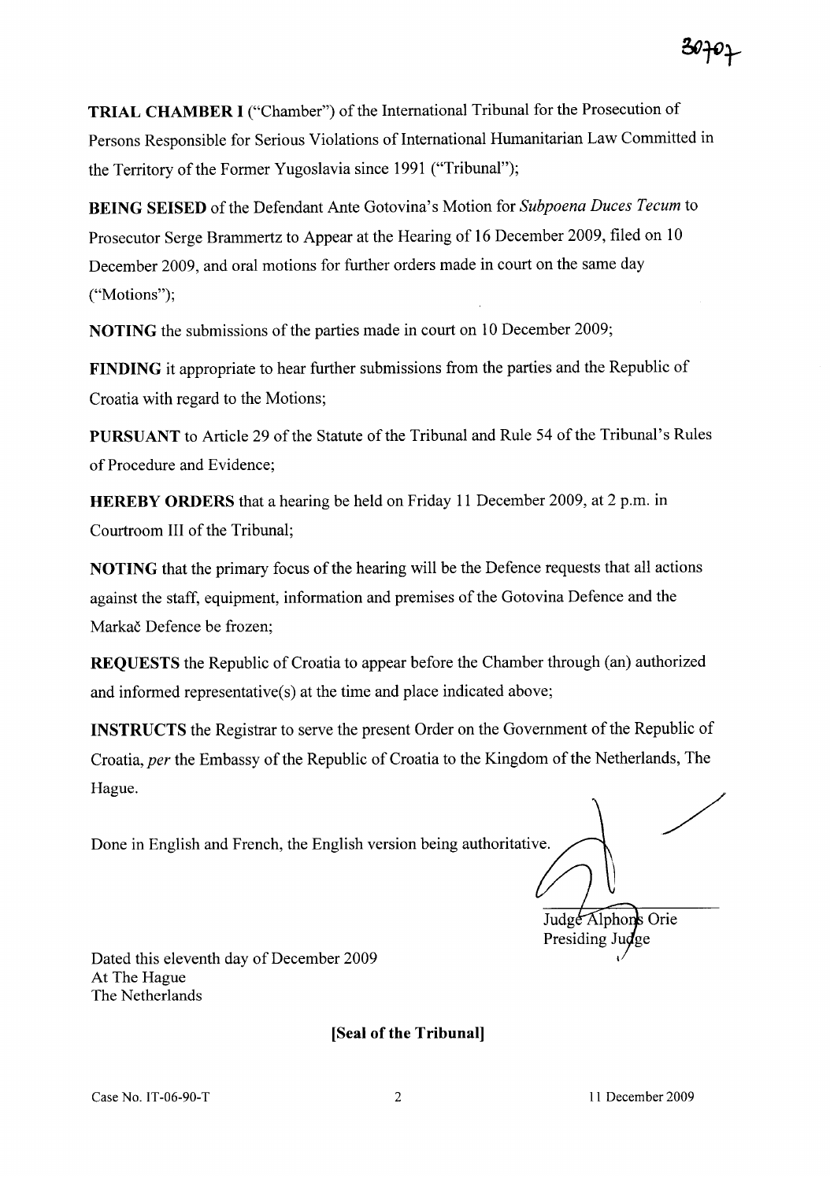**TRIAL CHAMBER I** ("Chamber") of the International Tribunal for the Prosecution of Persons Responsible for Serious Violations of International Humanitarian Law Committed in the Territory of the Former Yugoslavia since 1991 ("Tribunal");

**BEING SEISED** of the Defendant Ante Gotovina's Motion for *Subpoena Duces Tecum* to Prosecutor Serge Brammertz to Appear at the Hearing of 16 December 2009, filed on 10 December 2009, and oral motions for further orders made in court on the same day ("Motions");

**NOTING** the submissions of the parties made in court on 10 December 2009;

**FINDING** it appropriate to hear further submissions from the parties and the Republic of Croatia with regard to the Motions;

**PURSUANT** to Article 29 of the Statute of the Tribunal and Rule 54 of the Tribunal's Rules of Procedure and Evidence;

**HEREBY ORDERS** that a hearing be held on Friday 11 December 2009, at 2 p.m. in Courtroom III of the Tribunal;

**NOTING** that the primary focus of the hearing will be the Defence requests that all actions against the staff, equipment, information and premises of the Gotovina Defence and the Markač Defence be frozen;

**REQUESTS** the Republic of Croatia to appear before the Chamber through (an) authorized and informed representative(s) at the time and place indicated above;

**INSTRUCTS** the Registrar to serve the present Order on the Government of the Republic of Croatia, *per* the Embassy of the Republic of Croatia to the Kingdom of the Netherlands, The Hague.

Done in English and French, the English version being authoritative.

Judge Alphons Orie
Presiding Judge

Dated this eleventh day of December 2009
At The Hague
The Netherlands

**[Seal of the Tribunal]**